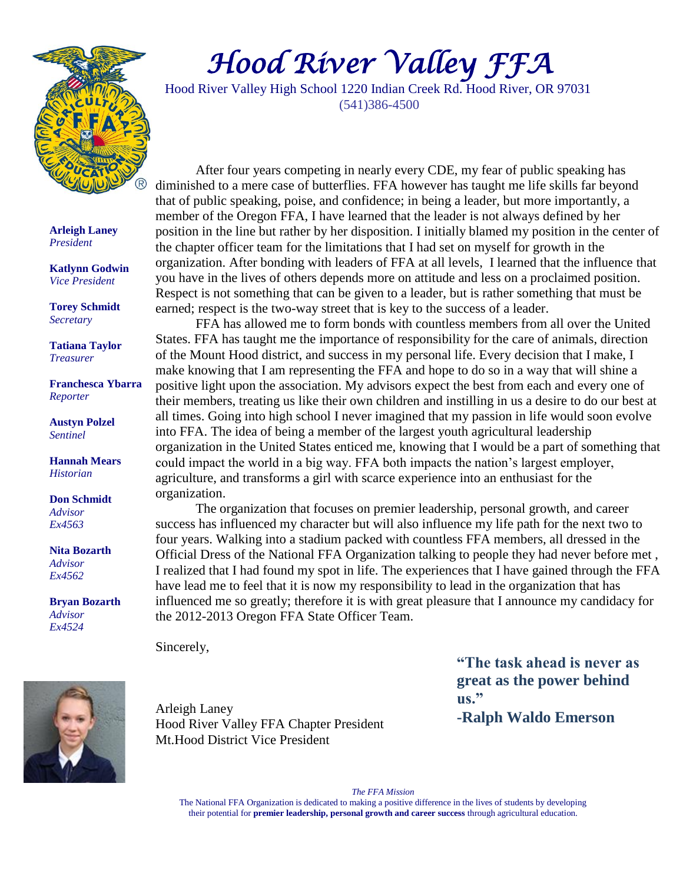# Hood River Valley FFA

Hood River Valley High School 1220 Indian Creek Rd. Hood River, OR 97031
(541)386-4500

**Arleigh Laney**
*President*

**Katlynn Godwin**
*Vice President*

**Torey Schmidt**
*Secretary*

**Tatiana Taylor**
*Treasurer*

**Franchesca Ybarra**
*Reporter*

**Austyn Polzel**
*Sentinel*

**Hannah Mears**
*Historian*

**Don Schmidt**
*Advisor*
*Ex4563*

**Nita Bozarth**
*Advisor*
*Ex4562*

**Bryan Bozarth**
*Advisor*
*Ex4524*

After four years competing in nearly every CDE, my fear of public speaking has diminished to a mere case of butterflies. FFA however has taught me life skills far beyond that of public speaking, poise, and confidence; in being a leader, but more importantly, a member of the Oregon FFA, I have learned that the leader is not always defined by her position in the line but rather by her disposition. I initially blamed my position in the center of the chapter officer team for the limitations that I had set on myself for growth in the organization. After bonding with leaders of FFA at all levels, I learned that the influence that you have in the lives of others depends more on attitude and less on a proclaimed position. Respect is not something that can be given to a leader, but is rather something that must be earned; respect is the two-way street that is key to the success of a leader.

FFA has allowed me to form bonds with countless members from all over the United States. FFA has taught me the importance of responsibility for the care of animals, direction of the Mount Hood district, and success in my personal life. Every decision that I make, I make knowing that I am representing the FFA and hope to do so in a way that will shine a positive light upon the association. My advisors expect the best from each and every one of their members, treating us like their own children and instilling in us a desire to do our best at all times. Going into high school I never imagined that my passion in life would soon evolve into FFA. The idea of being a member of the largest youth agricultural leadership organization in the United States enticed me, knowing that I would be a part of something that could impact the world in a big way. FFA both impacts the nation's largest employer, agriculture, and transforms a girl with scarce experience into an enthusiast for the organization.

The organization that focuses on premier leadership, personal growth, and career success has influenced my character but will also influence my life path for the next two to four years. Walking into a stadium packed with countless FFA members, all dressed in the Official Dress of the National FFA Organization talking to people they had never before met , I realized that I had found my spot in life. The experiences that I have gained through the FFA have lead me to feel that it is now my responsibility to lead in the organization that has influenced me so greatly; therefore it is with great pleasure that I announce my candidacy for the 2012-2013 Oregon FFA State Officer Team.

Sincerely,

Arleigh Laney
Hood River Valley FFA Chapter President
Mt.Hood District Vice President

**"The task ahead is never as great as the power behind us."**
**-Ralph Waldo Emerson**

*The FFA Mission*
The National FFA Organization is dedicated to making a positive difference in the lives of students by developing their potential for **premier leadership, personal growth and career success** through agricultural education.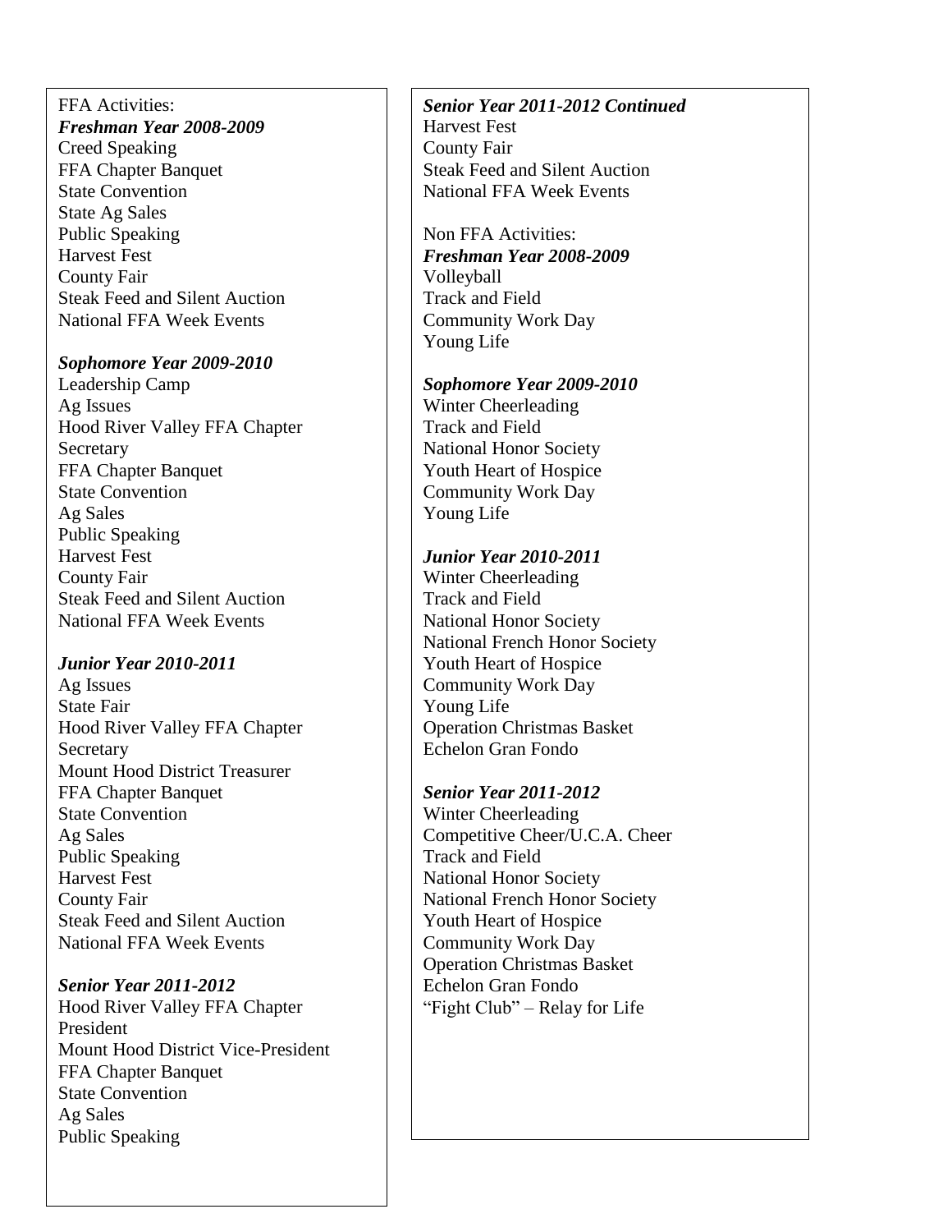FFA Activities:

***Freshman Year 2008-2009***

Creed Speaking
FFA Chapter Banquet
State Convention
State Ag Sales
Public Speaking
Harvest Fest
County Fair
Steak Feed and Silent Auction
National FFA Week Events

***Sophomore Year 2009-2010***

Leadership Camp
Ag Issues
Hood River Valley FFA Chapter Secretary
FFA Chapter Banquet
State Convention
Ag Sales
Public Speaking
Harvest Fest
County Fair
Steak Feed and Silent Auction
National FFA Week Events

***Junior Year 2010-2011***

Ag Issues
State Fair
Hood River Valley FFA Chapter Secretary
Mount Hood District Treasurer
FFA Chapter Banquet
State Convention
Ag Sales
Public Speaking
Harvest Fest
County Fair
Steak Feed and Silent Auction
National FFA Week Events

***Senior Year 2011-2012***

Hood River Valley FFA Chapter President
Mount Hood District Vice-President
FFA Chapter Banquet
State Convention
Ag Sales
Public Speaking

***Senior Year 2011-2012 Continued***

Harvest Fest
County Fair
Steak Feed and Silent Auction
National FFA Week Events

Non FFA Activities:

***Freshman Year 2008-2009***

Volleyball
Track and Field
Community Work Day
Young Life

***Sophomore Year 2009-2010***

Winter Cheerleading
Track and Field
National Honor Society
Youth Heart of Hospice
Community Work Day
Young Life

***Junior Year 2010-2011***

Winter Cheerleading
Track and Field
National Honor Society
National French Honor Society
Youth Heart of Hospice
Community Work Day
Young Life
Operation Christmas Basket
Echelon Gran Fondo

***Senior Year 2011-2012***

Winter Cheerleading
Competitive Cheer/U.C.A. Cheer
Track and Field
National Honor Society
National French Honor Society
Youth Heart of Hospice
Community Work Day
Operation Christmas Basket
Echelon Gran Fondo
"Fight Club" – Relay for Life